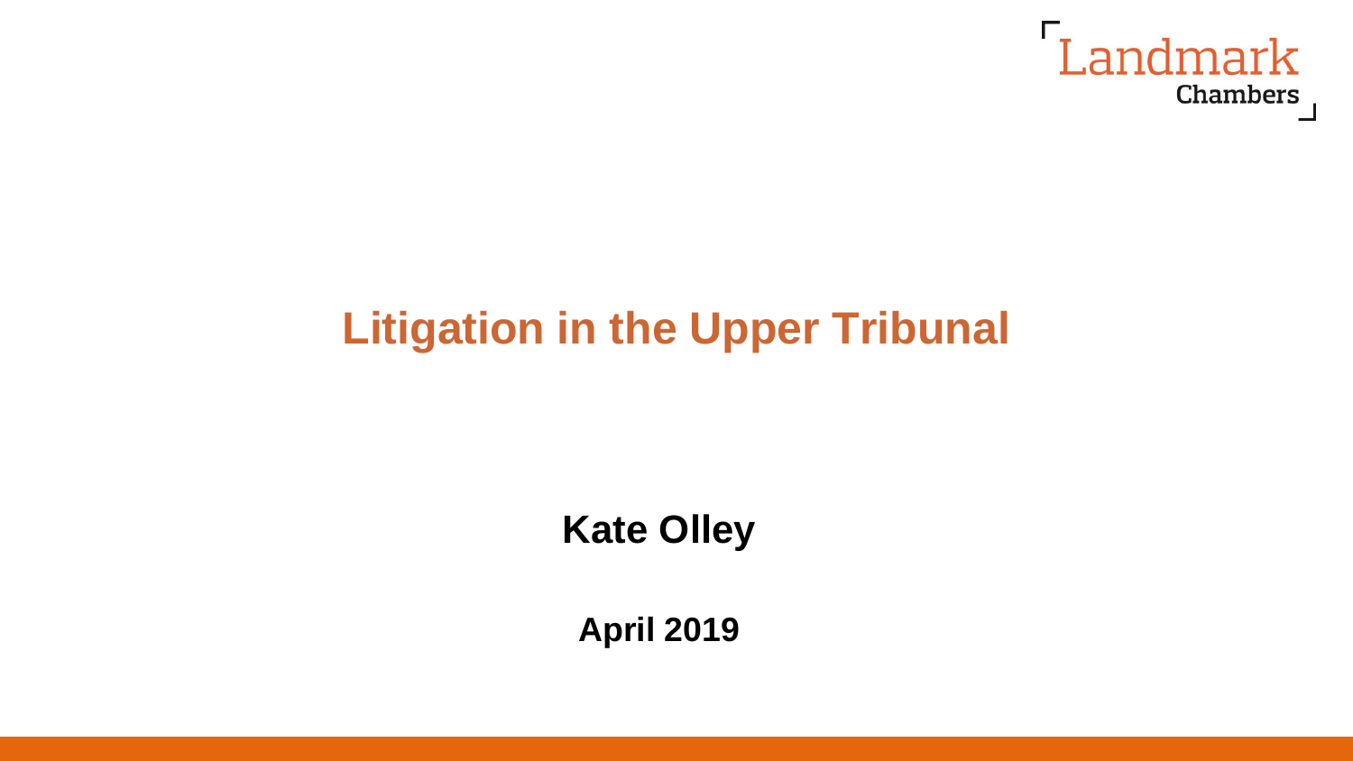Landmark Chambers

# Litigation in the Upper Tribunal

**Kate Olley**

**April 2019**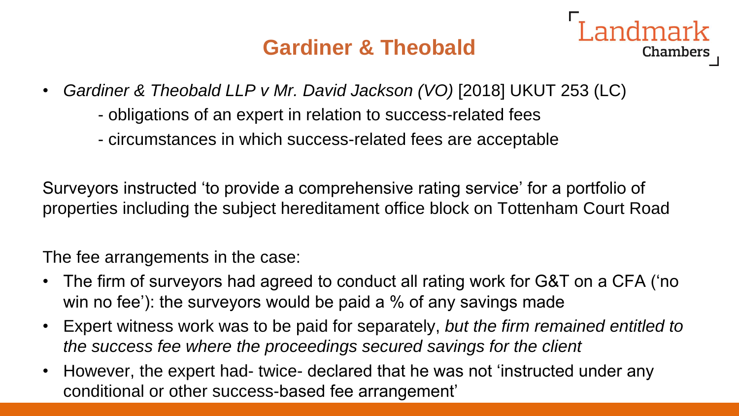## Gardiner & Theobald

- *Gardiner & Theobald LLP v Mr. David Jackson (VO)* [2018] UKUT 253 (LC)
  - obligations of an expert in relation to success-related fees
  - circumstances in which success-related fees are acceptable

Surveyors instructed 'to provide a comprehensive rating service' for a portfolio of properties including the subject hereditament office block on Tottenham Court Road

The fee arrangements in the case:

- The firm of surveyors had agreed to conduct all rating work for G&T on a CFA ('no win no fee'): the surveyors would be paid a % of any savings made
- Expert witness work was to be paid for separately, *but the firm remained entitled to the success fee where the proceedings secured savings for the client*
- However, the expert had- twice- declared that he was not 'instructed under any conditional or other success-based fee arrangement'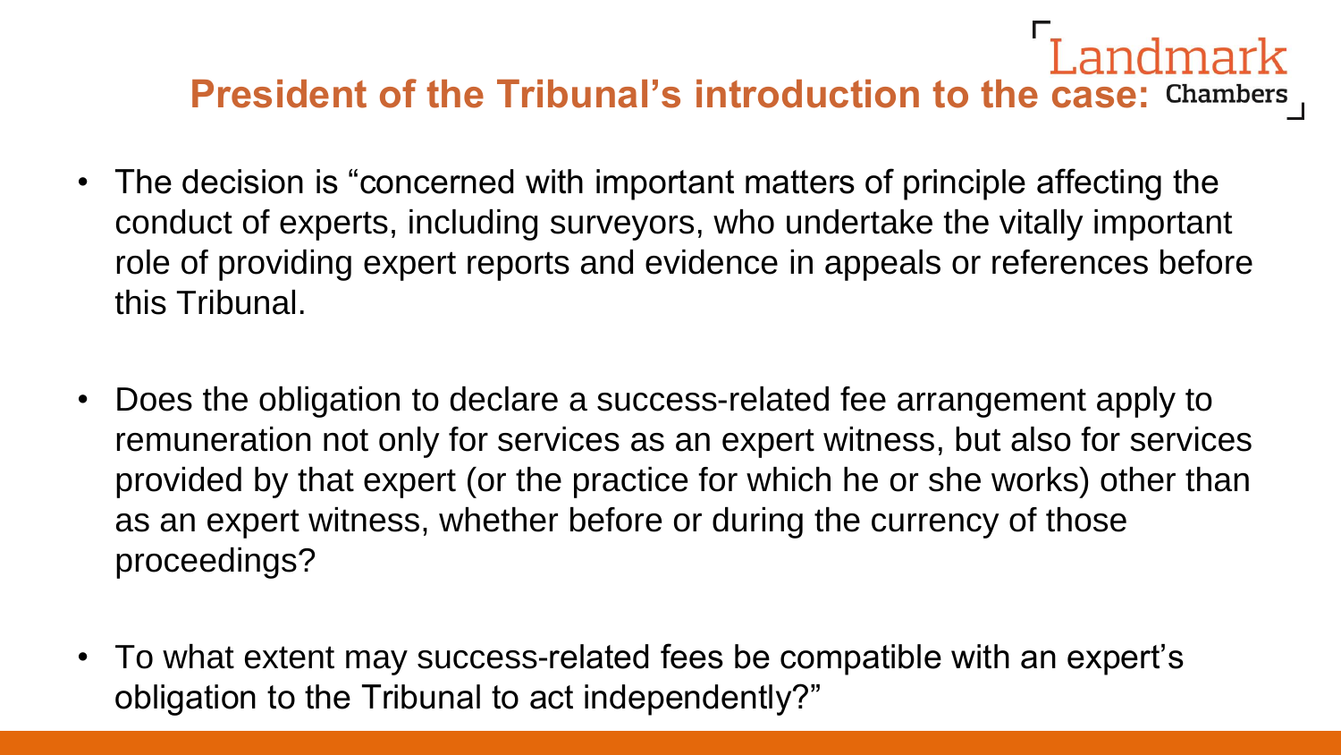## President of the Tribunal's introduction to the case:

- The decision is "concerned with important matters of principle affecting the conduct of experts, including surveyors, who undertake the vitally important role of providing expert reports and evidence in appeals or references before this Tribunal.
- Does the obligation to declare a success-related fee arrangement apply to remuneration not only for services as an expert witness, but also for services provided by that expert (or the practice for which he or she works) other than as an expert witness, whether before or during the currency of those proceedings?
- To what extent may success-related fees be compatible with an expert's obligation to the Tribunal to act independently?"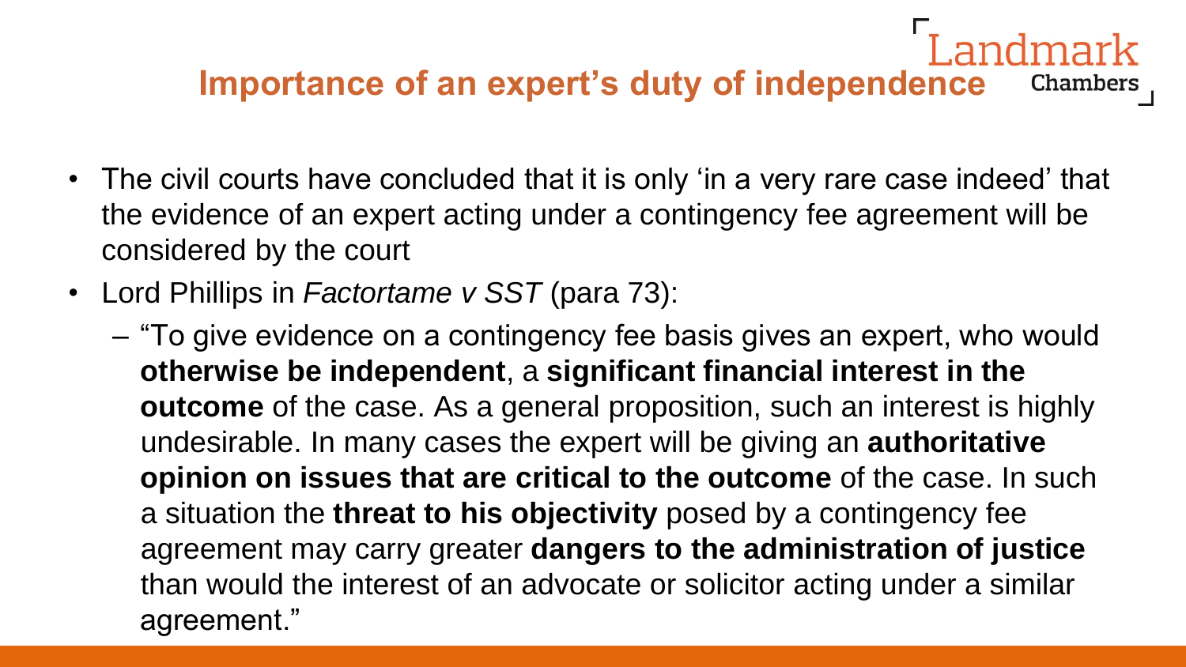# Importance of an expert's duty of independence

- The civil courts have concluded that it is only 'in a very rare case indeed' that the evidence of an expert acting under a contingency fee agreement will be considered by the court
- Lord Phillips in *Factortame v SST* (para 73):
  - "To give evidence on a contingency fee basis gives an expert, who would **otherwise be independent**, a **significant financial interest in the outcome** of the case. As a general proposition, such an interest is highly undesirable. In many cases the expert will be giving an **authoritative opinion on issues that are critical to the outcome** of the case. In such a situation the **threat to his objectivity** posed by a contingency fee agreement may carry greater **dangers to the administration of justice** than would the interest of an advocate or solicitor acting under a similar agreement."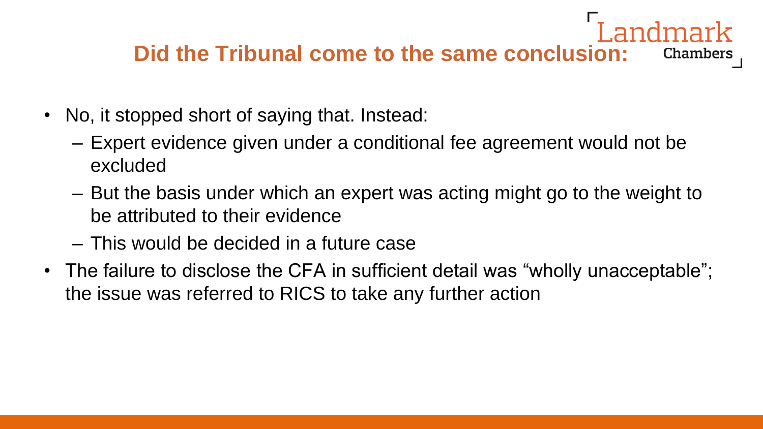## Did the Tribunal come to the same conclusion:

- No, it stopped short of saying that. Instead:
  - Expert evidence given under a conditional fee agreement would not be excluded
  - But the basis under which an expert was acting might go to the weight to be attributed to their evidence
  - This would be decided in a future case
- The failure to disclose the CFA in sufficient detail was “wholly unacceptable”; the issue was referred to RICS to take any further action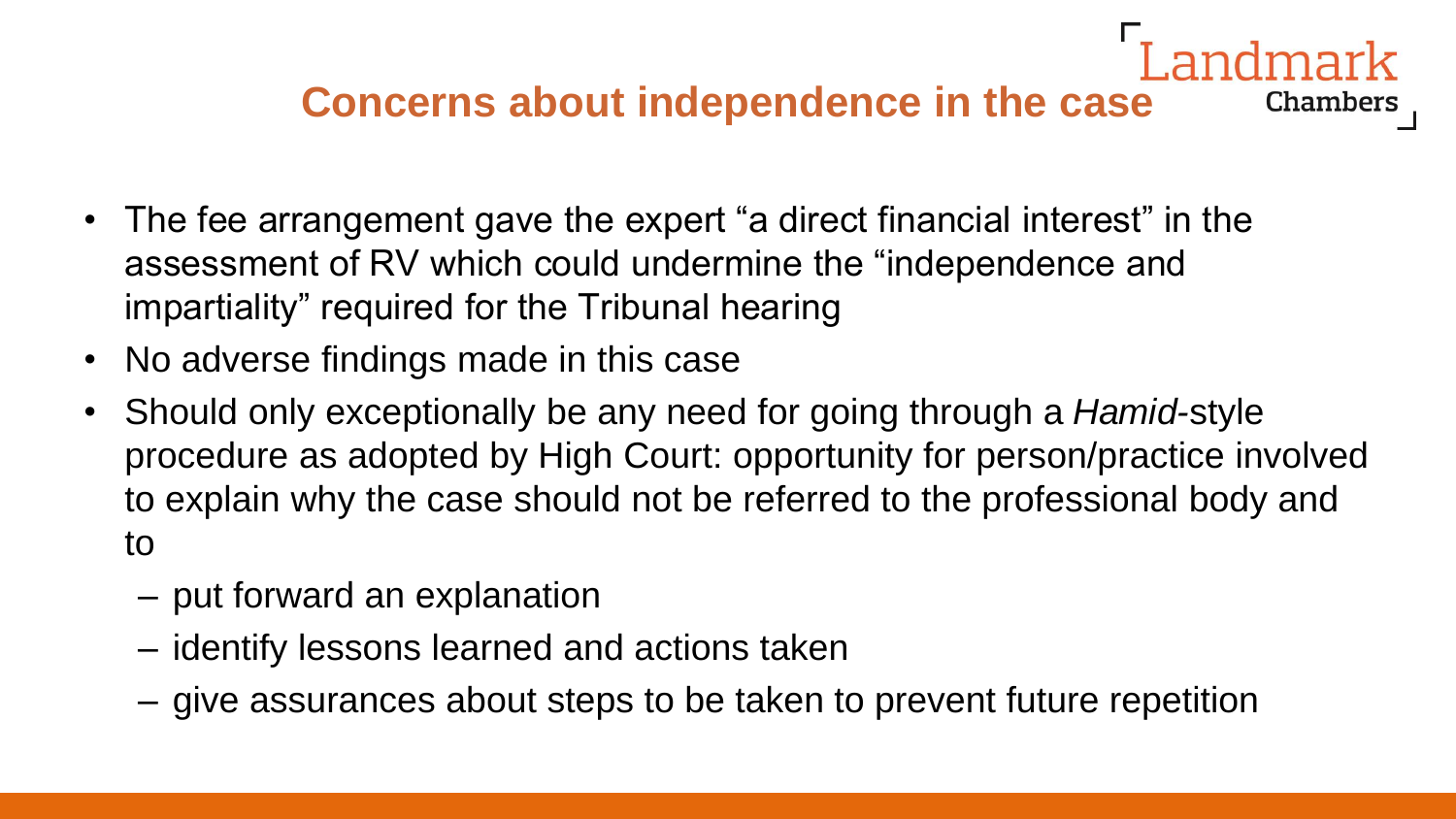## Concerns about independence in the case

- The fee arrangement gave the expert "a direct financial interest" in the assessment of RV which could undermine the "independence and impartiality" required for the Tribunal hearing
- No adverse findings made in this case
- Should only exceptionally be any need for going through a *Hamid*-style procedure as adopted by High Court: opportunity for person/practice involved to explain why the case should not be referred to the professional body and to
  - put forward an explanation
  - identify lessons learned and actions taken
  - give assurances about steps to be taken to prevent future repetition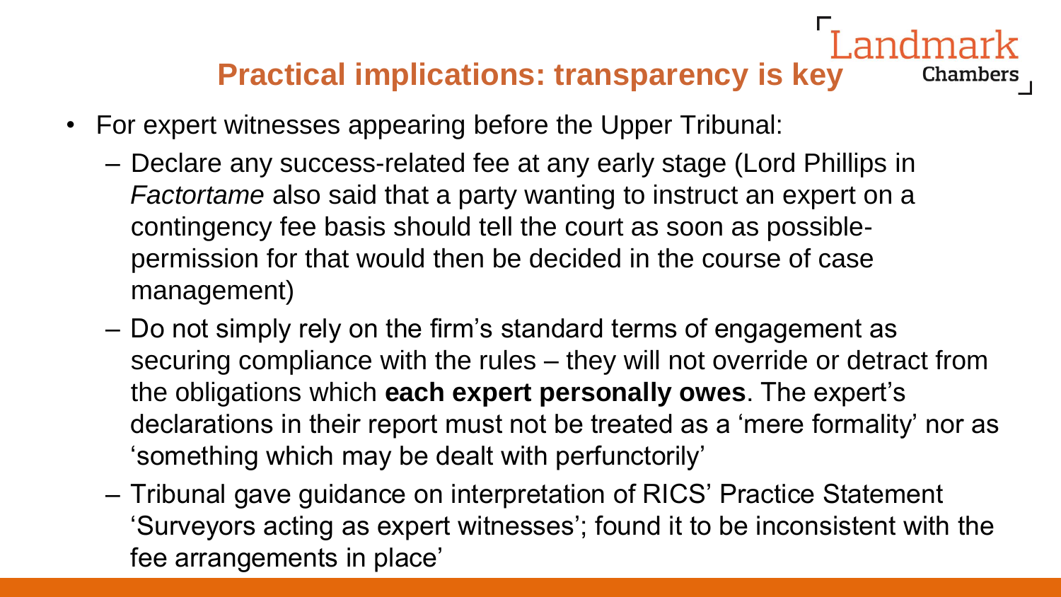## Practical implications: transparency is key

- For expert witnesses appearing before the Upper Tribunal:
  - Declare any success-related fee at any early stage (Lord Phillips in *Factortame* also said that a party wanting to instruct an expert on a contingency fee basis should tell the court as soon as possible- permission for that would then be decided in the course of case management)
  - Do not simply rely on the firm's standard terms of engagement as securing compliance with the rules – they will not override or detract from the obligations which **each expert personally owes**. The expert's declarations in their report must not be treated as a 'mere formality' nor as 'something which may be dealt with perfunctorily'
  - Tribunal gave guidance on interpretation of RICS' Practice Statement 'Surveyors acting as expert witnesses'; found it to be inconsistent with the fee arrangements in place'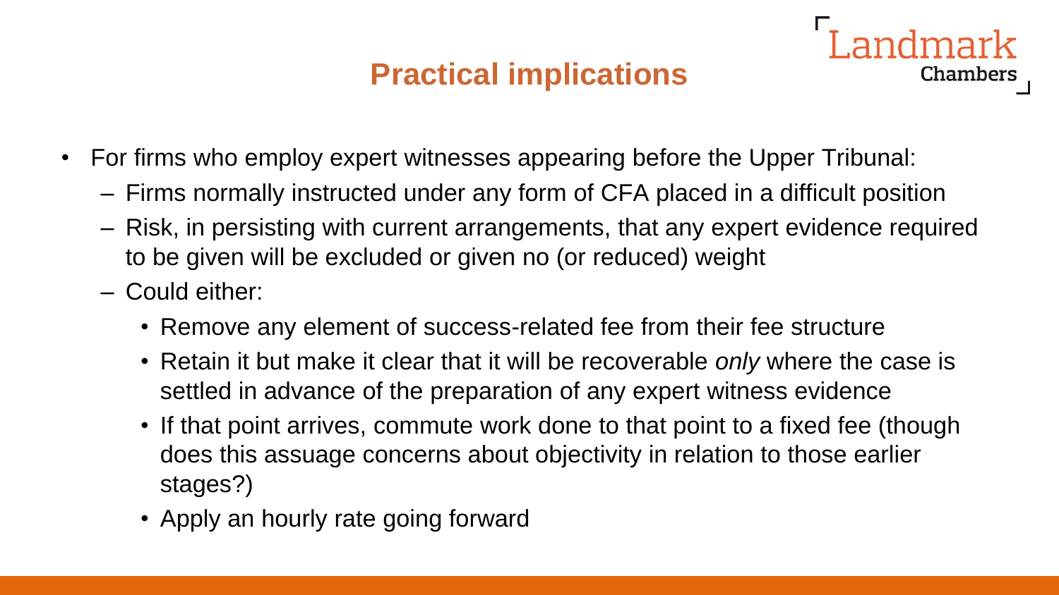## Practical implications

- For firms who employ expert witnesses appearing before the Upper Tribunal:
  - Firms normally instructed under any form of CFA placed in a difficult position
  - Risk, in persisting with current arrangements, that any expert evidence required to be given will be excluded or given no (or reduced) weight
  - Could either:
    - Remove any element of success-related fee from their fee structure
    - Retain it but make it clear that it will be recoverable *only* where the case is settled in advance of the preparation of any expert witness evidence
    - If that point arrives, commute work done to that point to a fixed fee (though does this assuage concerns about objectivity in relation to those earlier stages?)
    - Apply an hourly rate going forward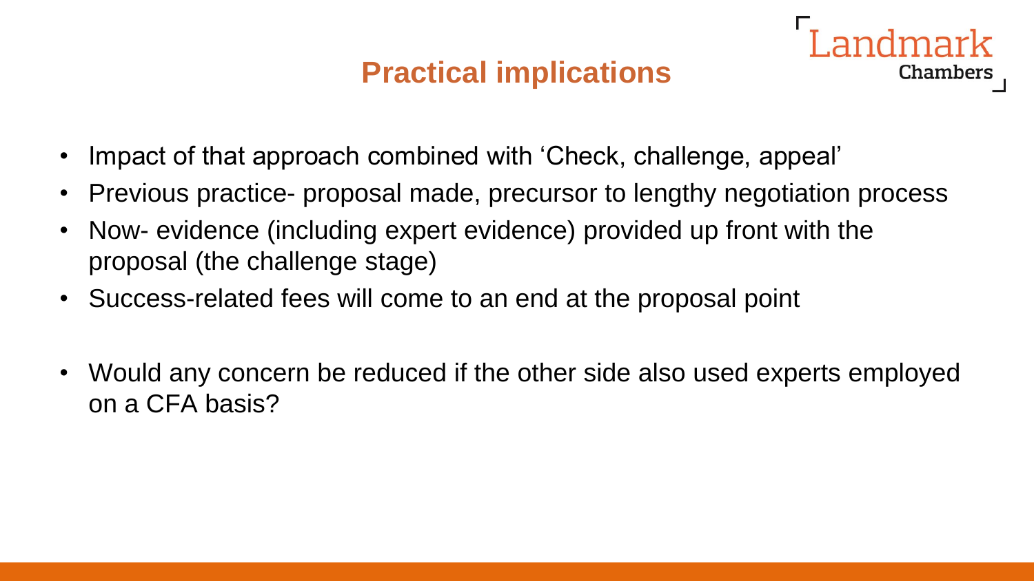## Practical implications

- Impact of that approach combined with 'Check, challenge, appeal'
- Previous practice- proposal made, precursor to lengthy negotiation process
- Now- evidence (including expert evidence) provided up front with the proposal (the challenge stage)
- Success-related fees will come to an end at the proposal point

- Would any concern be reduced if the other side also used experts employed on a CFA basis?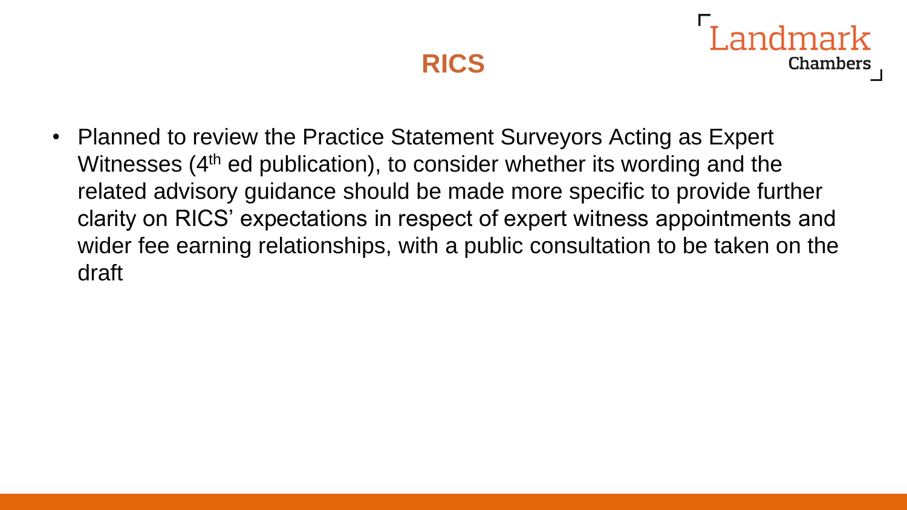# RICS

- Planned to review the Practice Statement Surveyors Acting as Expert Witnesses (4th ed publication), to consider whether its wording and the related advisory guidance should be made more specific to provide further clarity on RICS' expectations in respect of expert witness appointments and wider fee earning relationships, with a public consultation to be taken on the draft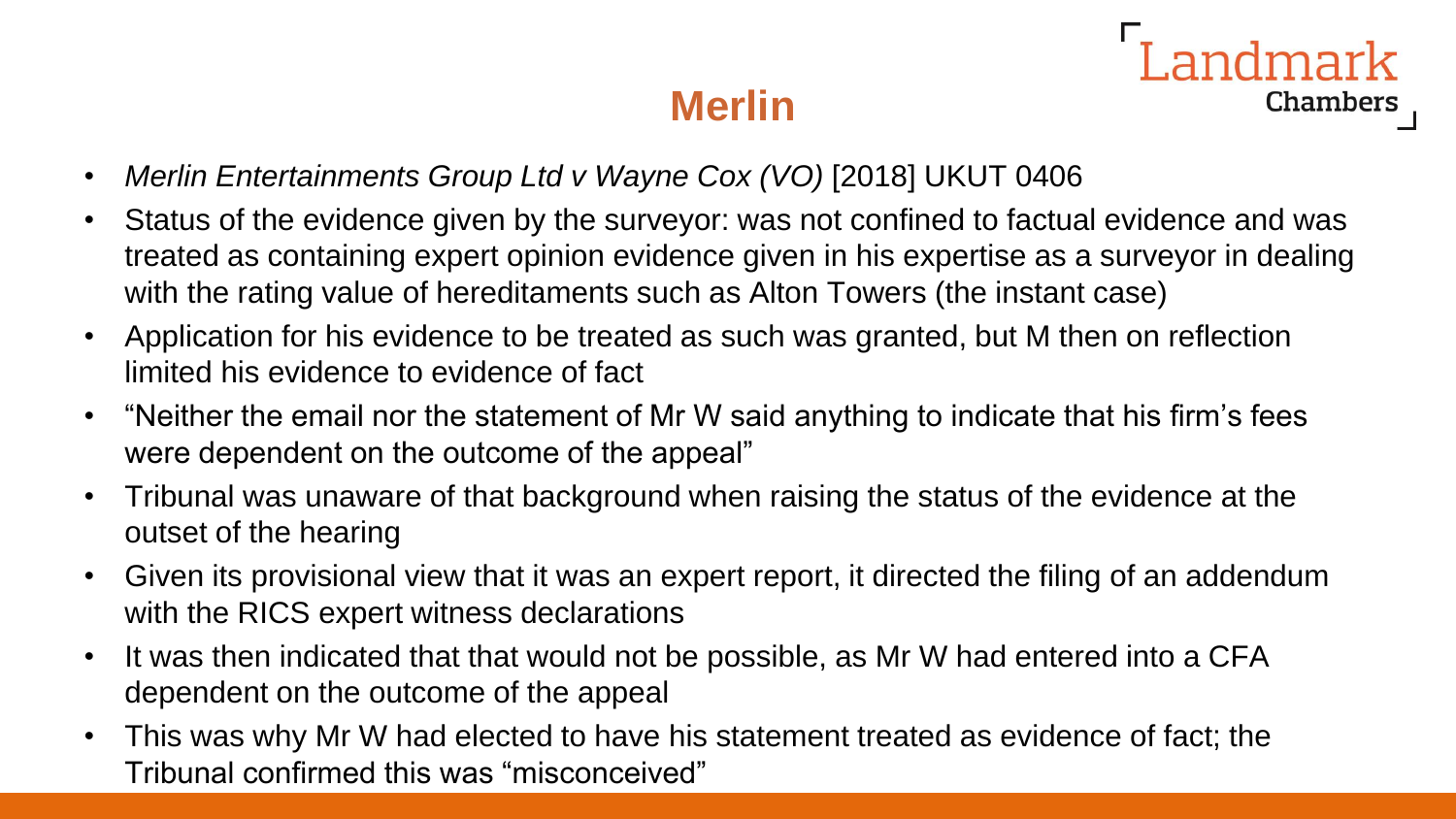# Merlin

- *Merlin Entertainments Group Ltd v Wayne Cox (VO)* [2018] UKUT 0406
- Status of the evidence given by the surveyor: was not confined to factual evidence and was treated as containing expert opinion evidence given in his expertise as a surveyor in dealing with the rating value of hereditaments such as Alton Towers (the instant case)
- Application for his evidence to be treated as such was granted, but M then on reflection limited his evidence to evidence of fact
- "Neither the email nor the statement of Mr W said anything to indicate that his firm's fees were dependent on the outcome of the appeal"
- Tribunal was unaware of that background when raising the status of the evidence at the outset of the hearing
- Given its provisional view that it was an expert report, it directed the filing of an addendum with the RICS expert witness declarations
- It was then indicated that that would not be possible, as Mr W had entered into a CFA dependent on the outcome of the appeal
- This was why Mr W had elected to have his statement treated as evidence of fact; the Tribunal confirmed this was "misconceived"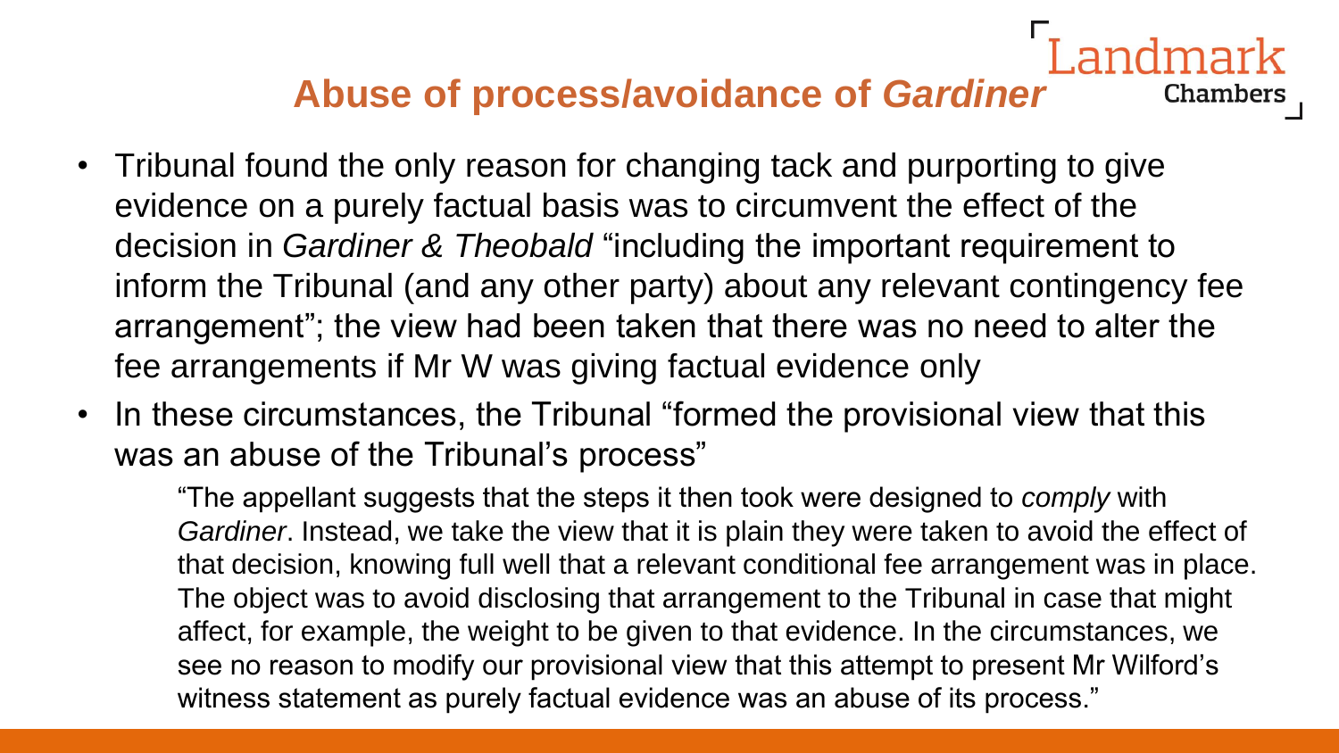## Abuse of process/avoidance of *Gardiner*

- Tribunal found the only reason for changing tack and purporting to give evidence on a purely factual basis was to circumvent the effect of the decision in *Gardiner & Theobald* "including the important requirement to inform the Tribunal (and any other party) about any relevant contingency fee arrangement"; the view had been taken that there was no need to alter the fee arrangements if Mr W was giving factual evidence only
- In these circumstances, the Tribunal "formed the provisional view that this was an abuse of the Tribunal's process"

> "The appellant suggests that the steps it then took were designed to *comply* with *Gardiner*. Instead, we take the view that it is plain they were taken to avoid the effect of that decision, knowing full well that a relevant conditional fee arrangement was in place. The object was to avoid disclosing that arrangement to the Tribunal in case that might affect, for example, the weight to be given to that evidence. In the circumstances, we see no reason to modify our provisional view that this attempt to present Mr Wilford's witness statement as purely factual evidence was an abuse of its process."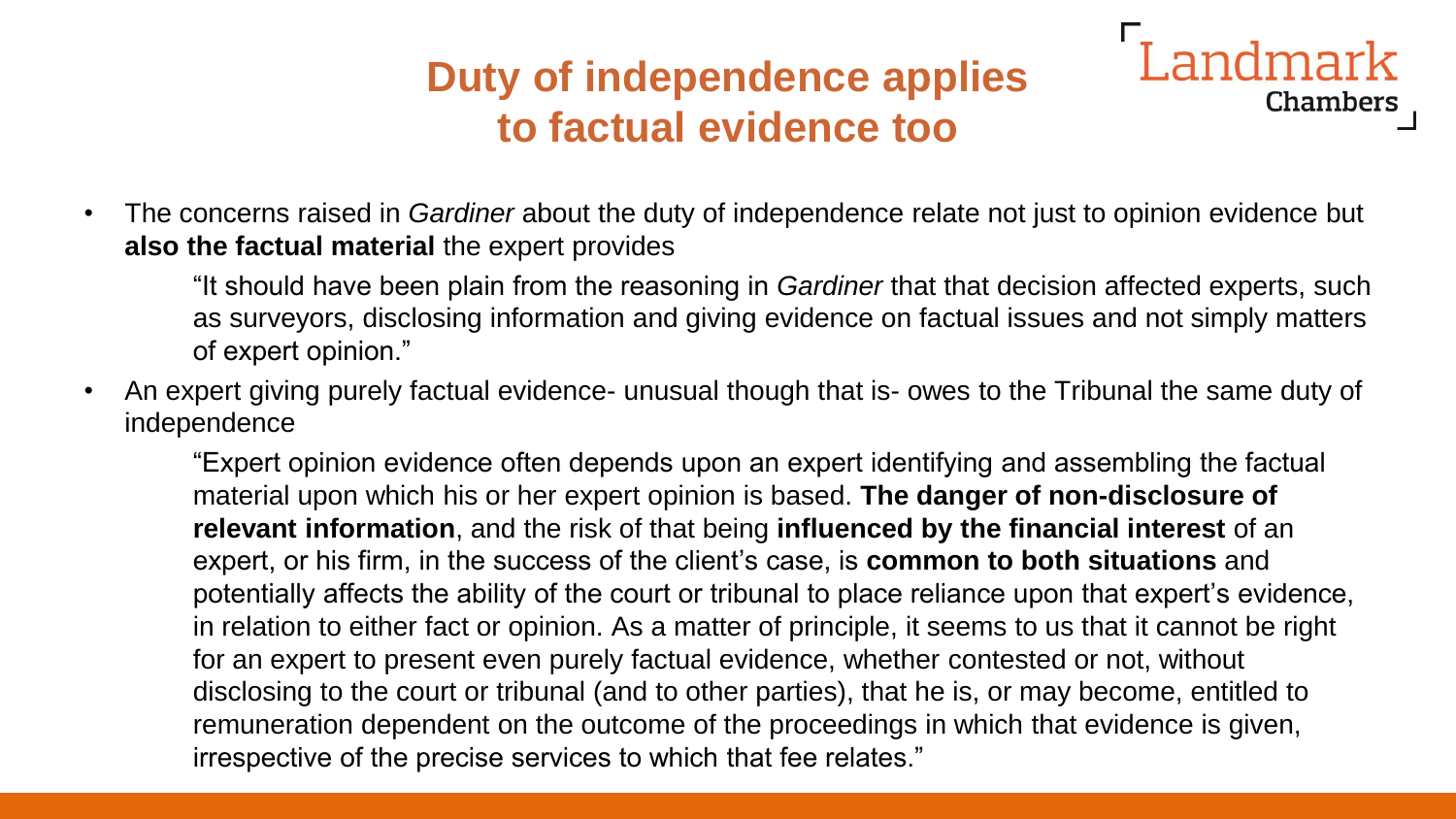# Duty of independence applies to factual evidence too

- The concerns raised in *Gardiner* about the duty of independence relate not just to opinion evidence but **also the factual material** the expert provides

  > "It should have been plain from the reasoning in *Gardiner* that that decision affected experts, such as surveyors, disclosing information and giving evidence on factual issues and not simply matters of expert opinion."

- An expert giving purely factual evidence- unusual though that is- owes to the Tribunal the same duty of independence

  > "Expert opinion evidence often depends upon an expert identifying and assembling the factual material upon which his or her expert opinion is based. **The danger of non-disclosure of relevant information**, and the risk of that being **influenced by the financial interest** of an expert, or his firm, in the success of the client's case, is **common to both situations** and potentially affects the ability of the court or tribunal to place reliance upon that expert's evidence, in relation to either fact or opinion. As a matter of principle, it seems to us that it cannot be right for an expert to present even purely factual evidence, whether contested or not, without disclosing to the court or tribunal (and to other parties), that he is, or may become, entitled to remuneration dependent on the outcome of the proceedings in which that evidence is given, irrespective of the precise services to which that fee relates."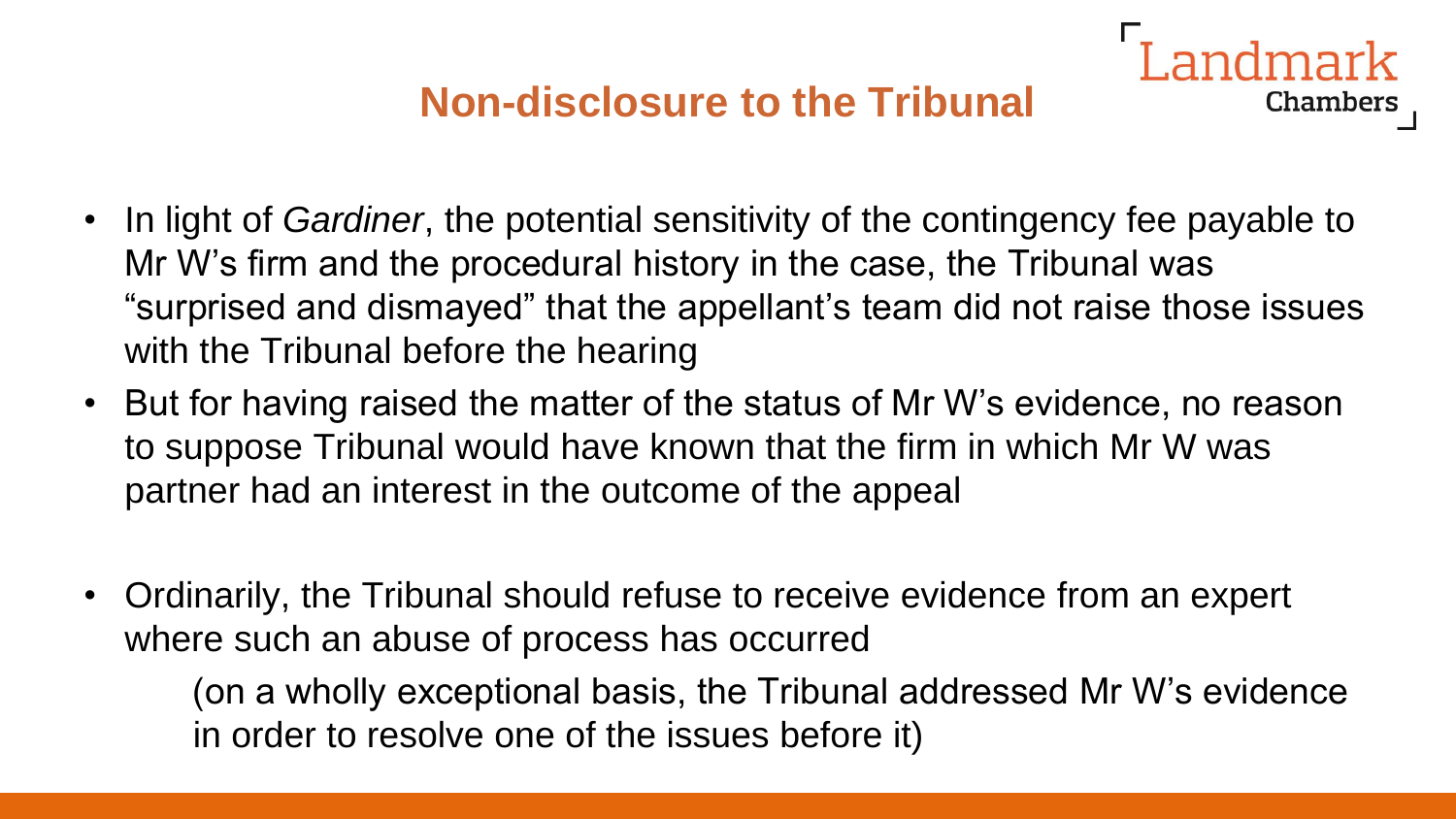## Non-disclosure to the Tribunal

- In light of *Gardiner*, the potential sensitivity of the contingency fee payable to Mr W's firm and the procedural history in the case, the Tribunal was "surprised and dismayed" that the appellant's team did not raise those issues with the Tribunal before the hearing
- But for having raised the matter of the status of Mr W's evidence, no reason to suppose Tribunal would have known that the firm in which Mr W was partner had an interest in the outcome of the appeal

- Ordinarily, the Tribunal should refuse to receive evidence from an expert where such an abuse of process has occurred

  (on a wholly exceptional basis, the Tribunal addressed Mr W's evidence in order to resolve one of the issues before it)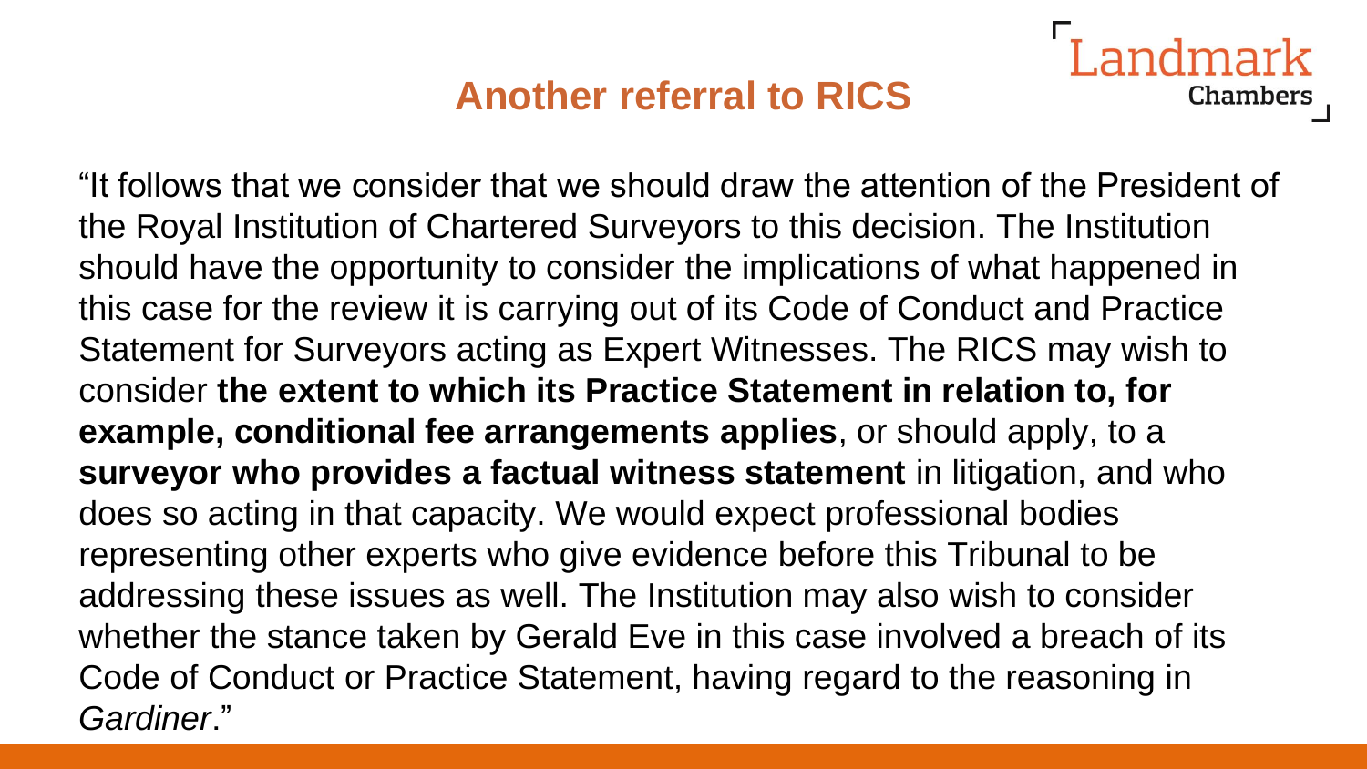## Another referral to RICS

"It follows that we consider that we should draw the attention of the President of the Royal Institution of Chartered Surveyors to this decision. The Institution should have the opportunity to consider the implications of what happened in this case for the review it is carrying out of its Code of Conduct and Practice Statement for Surveyors acting as Expert Witnesses. The RICS may wish to consider **the extent to which its Practice Statement in relation to, for example, conditional fee arrangements applies**, or should apply, to a **surveyor who provides a factual witness statement** in litigation, and who does so acting in that capacity. We would expect professional bodies representing other experts who give evidence before this Tribunal to be addressing these issues as well. The Institution may also wish to consider whether the stance taken by Gerald Eve in this case involved a breach of its Code of Conduct or Practice Statement, having regard to the reasoning in *Gardiner*."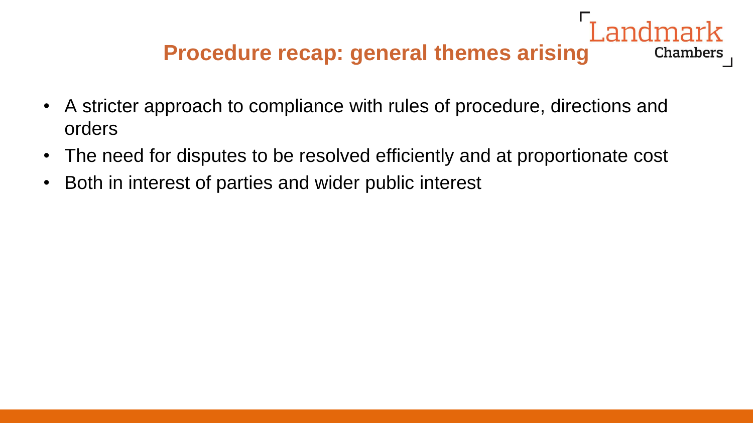## Procedure recap: general themes arising

- A stricter approach to compliance with rules of procedure, directions and orders
- The need for disputes to be resolved efficiently and at proportionate cost
- Both in interest of parties and wider public interest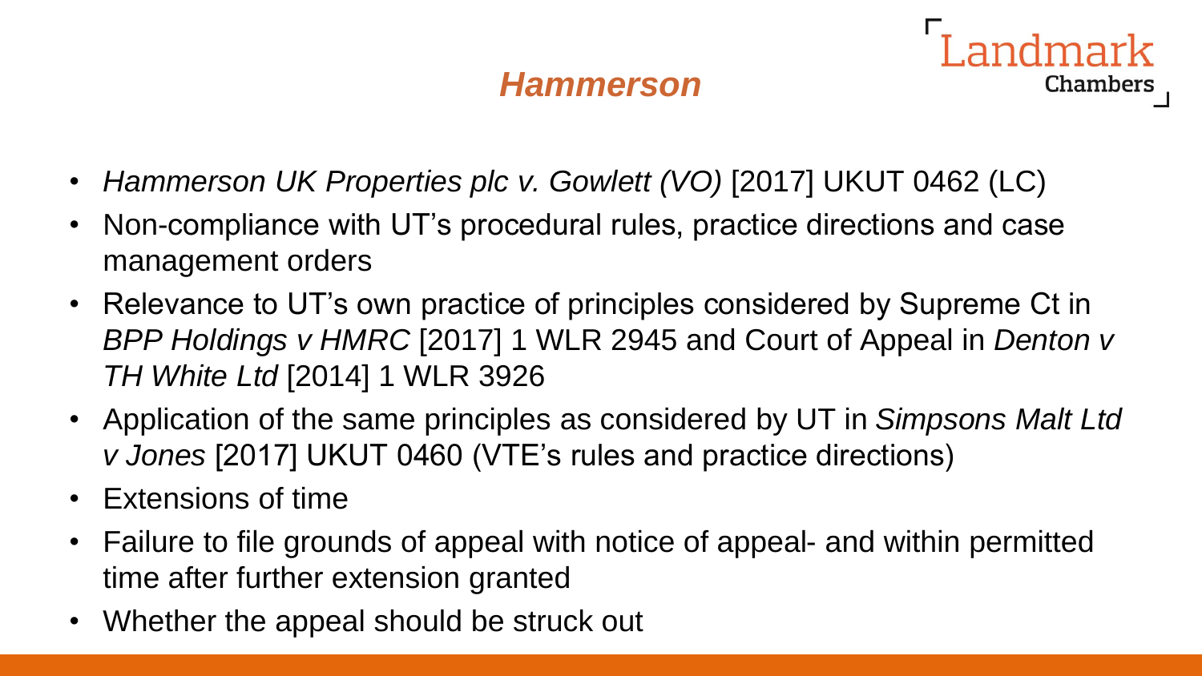# *Hammerson*

- *Hammerson UK Properties plc v. Gowlett (VO)* [2017] UKUT 0462 (LC)
- Non-compliance with UT's procedural rules, practice directions and case management orders
- Relevance to UT's own practice of principles considered by Supreme Ct in *BPP Holdings v HMRC* [2017] 1 WLR 2945 and Court of Appeal in *Denton v TH White Ltd* [2014] 1 WLR 3926
- Application of the same principles as considered by UT in *Simpsons Malt Ltd v Jones* [2017] UKUT 0460 (VTE's rules and practice directions)
- Extensions of time
- Failure to file grounds of appeal with notice of appeal- and within permitted time after further extension granted
- Whether the appeal should be struck out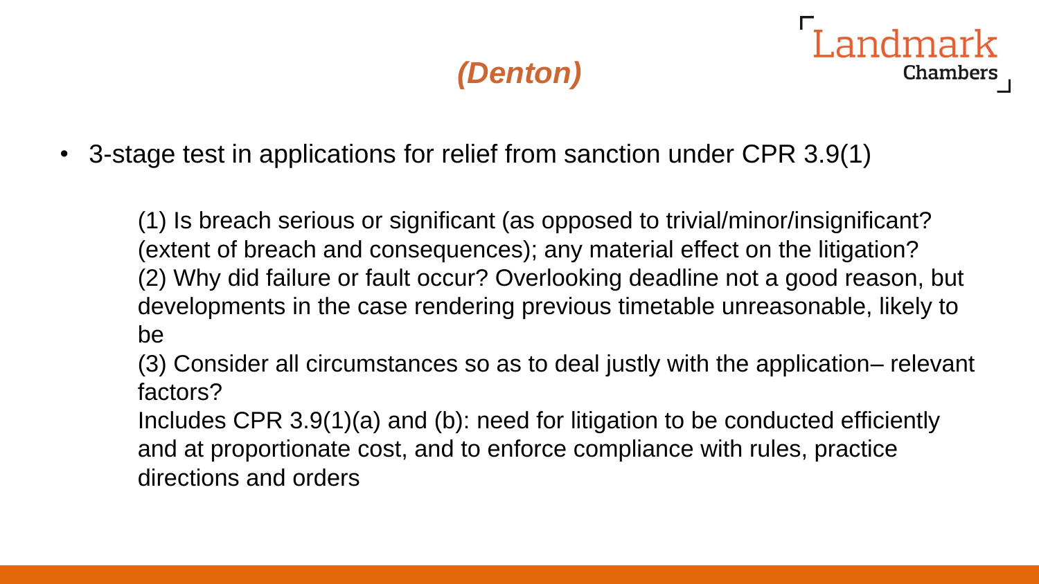# *(Denton)*

- 3-stage test in applications for relief from sanction under CPR 3.9(1)

  (1) Is breach serious or significant (as opposed to trivial/minor/insignificant? (extent of breach and consequences); any material effect on the litigation?
  (2) Why did failure or fault occur? Overlooking deadline not a good reason, but developments in the case rendering previous timetable unreasonable, likely to be
  (3) Consider all circumstances so as to deal justly with the application– relevant factors?
  Includes CPR 3.9(1)(a) and (b): need for litigation to be conducted efficiently and at proportionate cost, and to enforce compliance with rules, practice directions and orders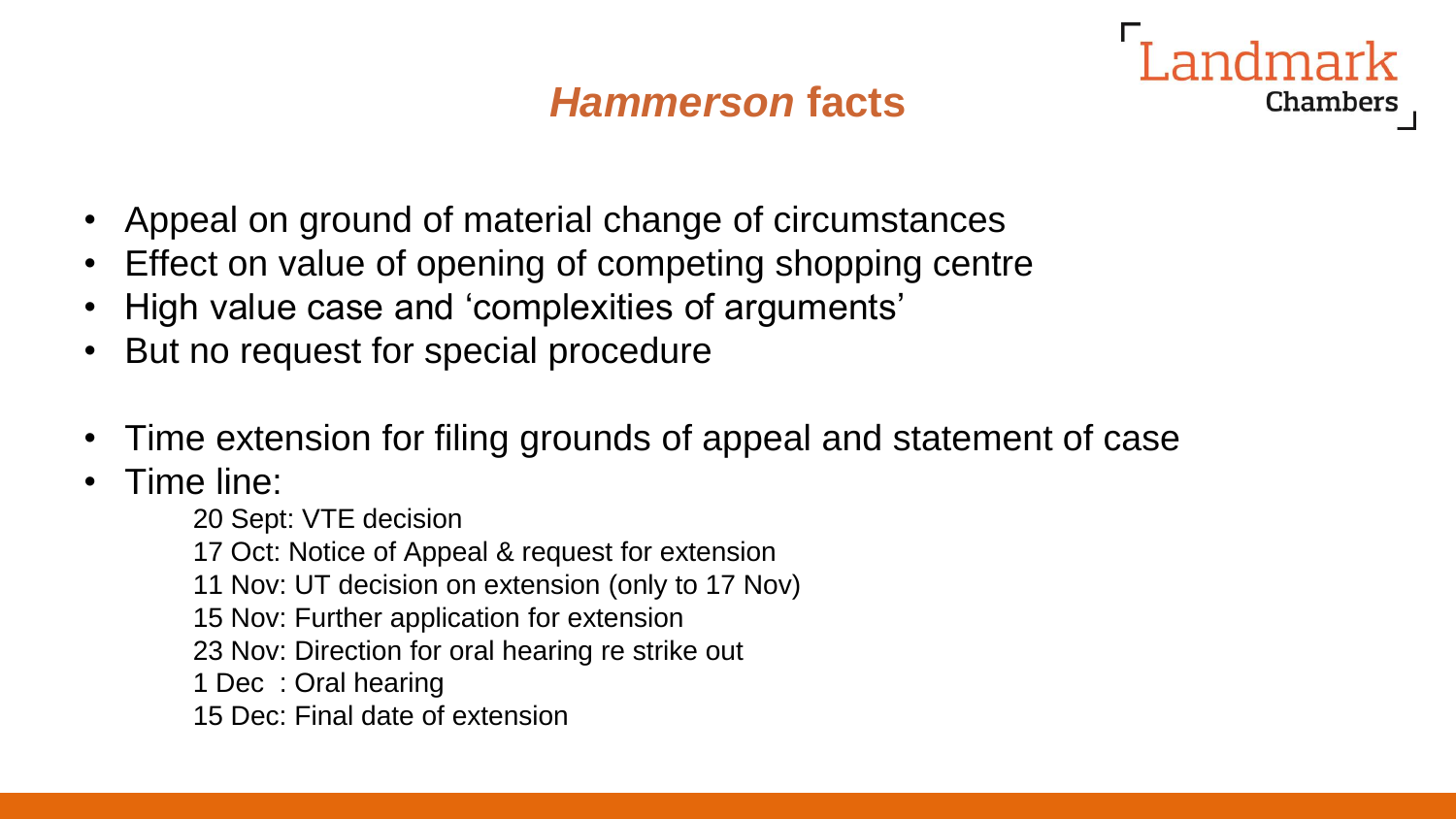# *Hammerson* facts

- Appeal on ground of material change of circumstances
- Effect on value of opening of competing shopping centre
- High value case and 'complexities of arguments'
- But no request for special procedure

- Time extension for filing grounds of appeal and statement of case
- Time line:
  - 20 Sept: VTE decision
  - 17 Oct: Notice of Appeal & request for extension
  - 11 Nov: UT decision on extension (only to 17 Nov)
  - 15 Nov: Further application for extension
  - 23 Nov: Direction for oral hearing re strike out
  - 1 Dec : Oral hearing
  - 15 Dec: Final date of extension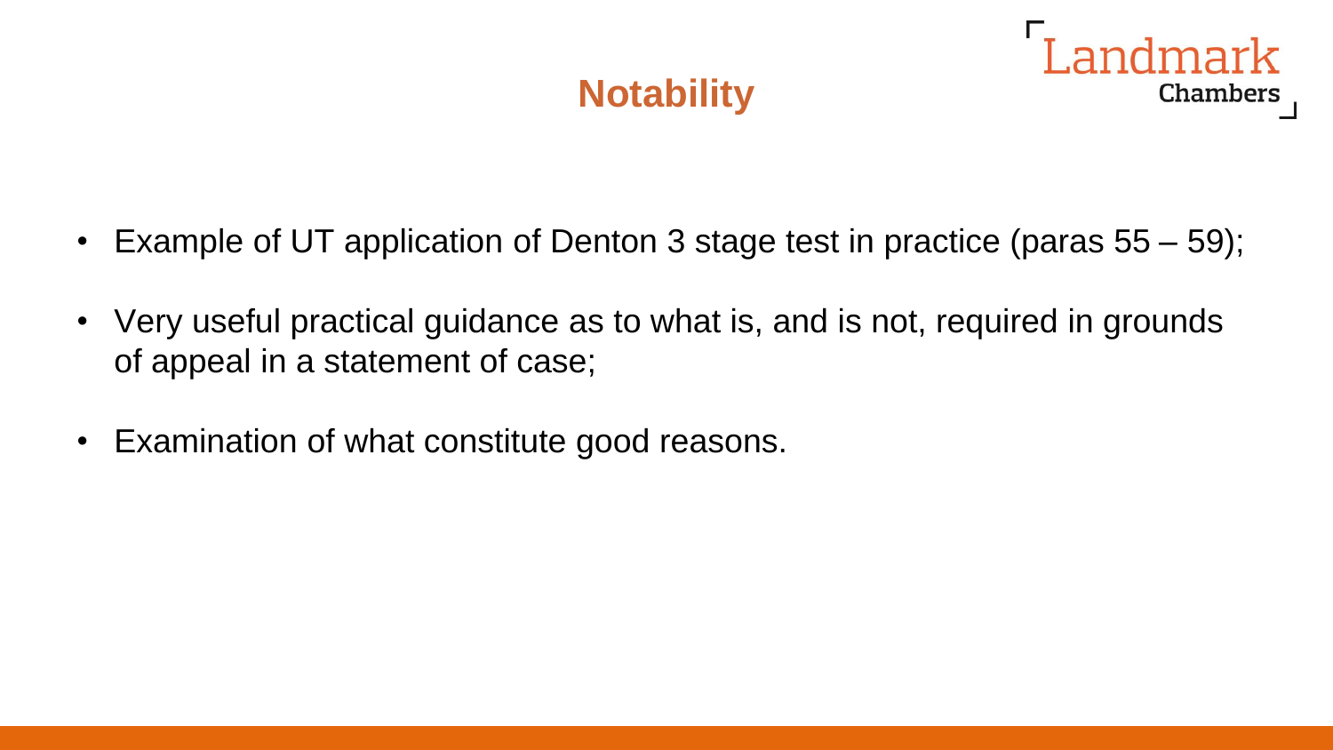# Notability

- Example of UT application of Denton 3 stage test in practice (paras 55 – 59);
- Very useful practical guidance as to what is, and is not, required in grounds of appeal in a statement of case;
- Examination of what constitute good reasons.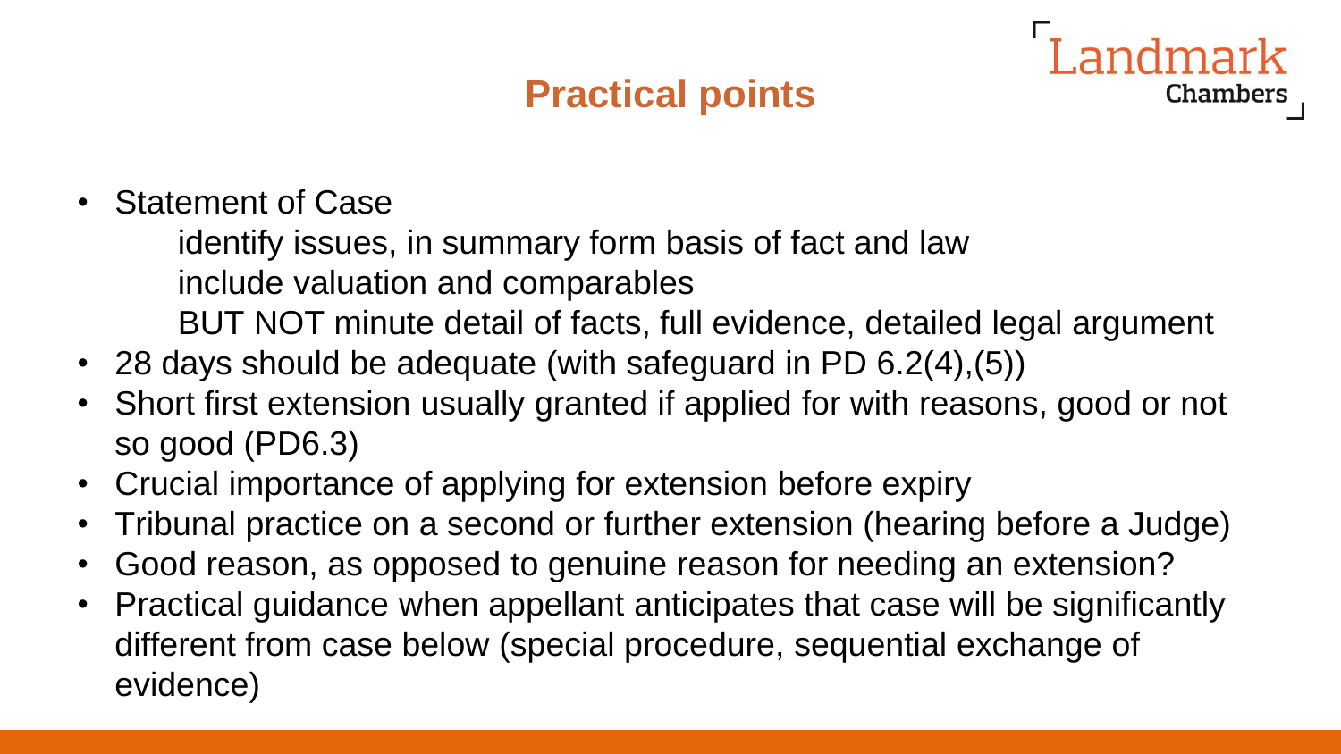## Practical points

- Statement of Case
  - identify issues, in summary form basis of fact and law
  - include valuation and comparables
  - BUT NOT minute detail of facts, full evidence, detailed legal argument
- 28 days should be adequate (with safeguard in PD 6.2(4),(5))
- Short first extension usually granted if applied for with reasons, good or not so good (PD6.3)
- Crucial importance of applying for extension before expiry
- Tribunal practice on a second or further extension (hearing before a Judge)
- Good reason, as opposed to genuine reason for needing an extension?
- Practical guidance when appellant anticipates that case will be significantly different from case below (special procedure, sequential exchange of evidence)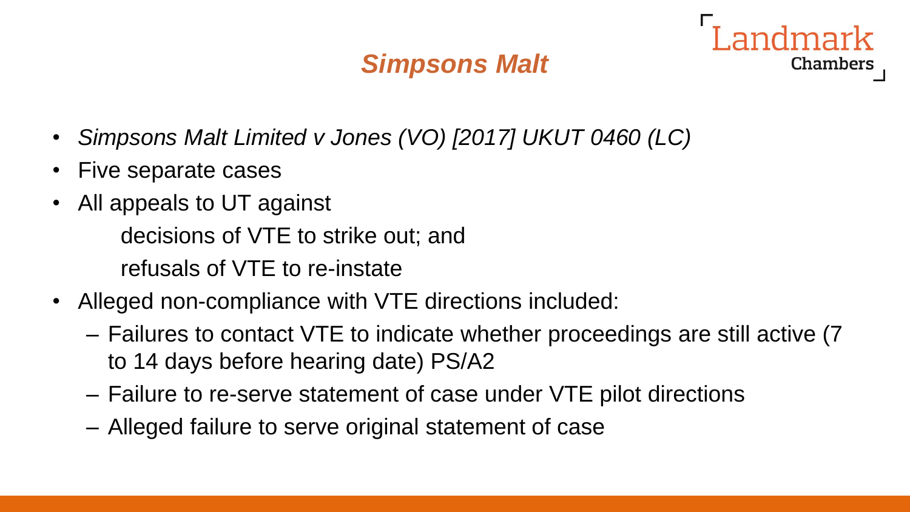# *Simpsons Malt*

- *Simpsons Malt Limited v Jones (VO) [2017] UKUT 0460 (LC)*
- Five separate cases
- All appeals to UT against

  decisions of VTE to strike out; and

  refusals of VTE to re-instate
- Alleged non-compliance with VTE directions included:
  - Failures to contact VTE to indicate whether proceedings are still active (7 to 14 days before hearing date) PS/A2
  - Failure to re-serve statement of case under VTE pilot directions
  - Alleged failure to serve original statement of case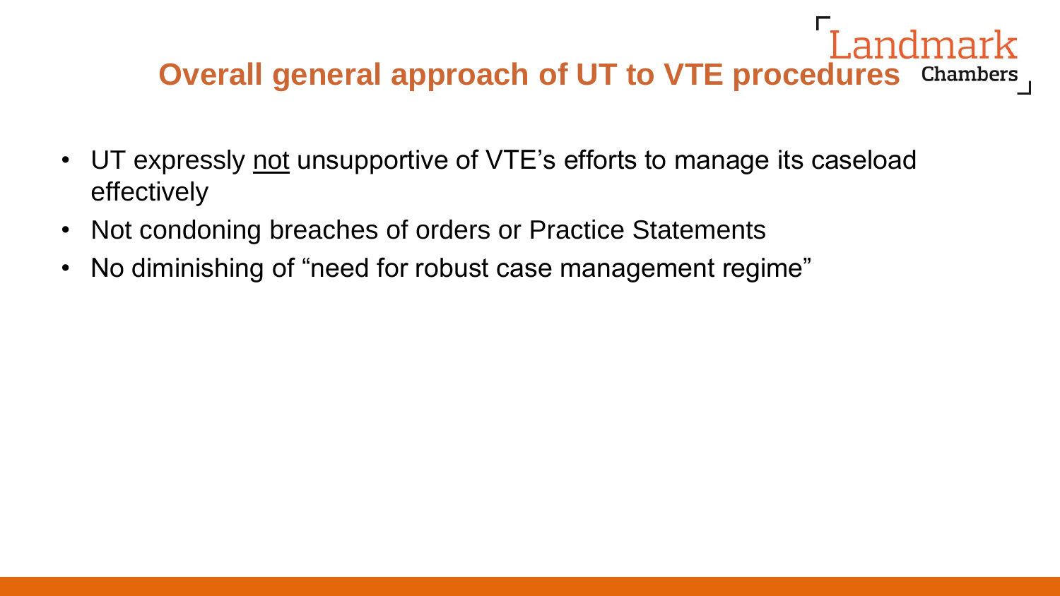# Overall general approach of UT to VTE procedures

- UT expressly <u>not</u> unsupportive of VTE's efforts to manage its caseload effectively
- Not condoning breaches of orders or Practice Statements
- No diminishing of "need for robust case management regime"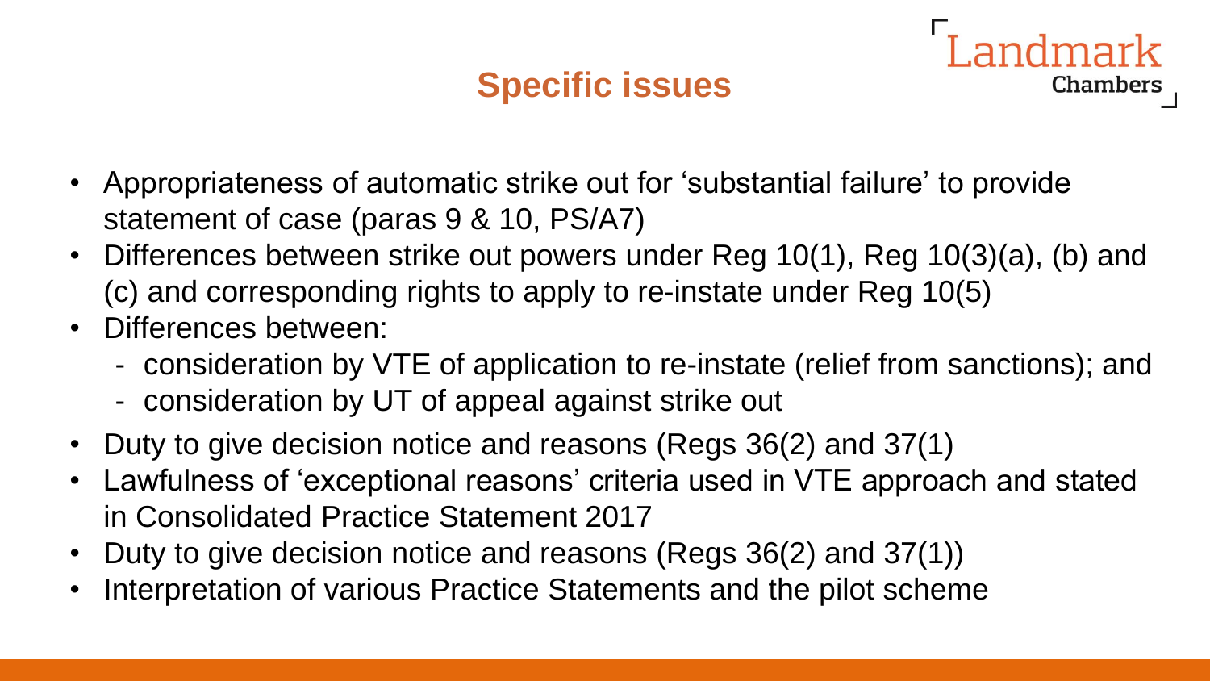# Specific issues

- Appropriateness of automatic strike out for 'substantial failure' to provide statement of case (paras 9 & 10, PS/A7)
- Differences between strike out powers under Reg 10(1), Reg 10(3)(a), (b) and (c) and corresponding rights to apply to re-instate under Reg 10(5)
- Differences between:
  - consideration by VTE of application to re-instate (relief from sanctions); and
  - consideration by UT of appeal against strike out
- Duty to give decision notice and reasons (Regs 36(2) and 37(1)
- Lawfulness of 'exceptional reasons' criteria used in VTE approach and stated in Consolidated Practice Statement 2017
- Duty to give decision notice and reasons (Regs 36(2) and 37(1))
- Interpretation of various Practice Statements and the pilot scheme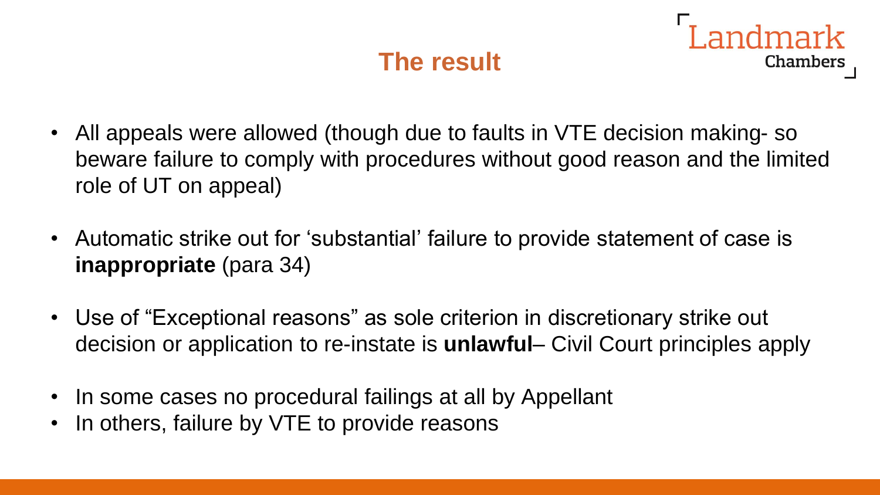## The result

- All appeals were allowed (though due to faults in VTE decision making- so beware failure to comply with procedures without good reason and the limited role of UT on appeal)
- Automatic strike out for 'substantial' failure to provide statement of case is **inappropriate** (para 34)
- Use of "Exceptional reasons" as sole criterion in discretionary strike out decision or application to re-instate is **unlawful**– Civil Court principles apply
- In some cases no procedural failings at all by Appellant
- In others, failure by VTE to provide reasons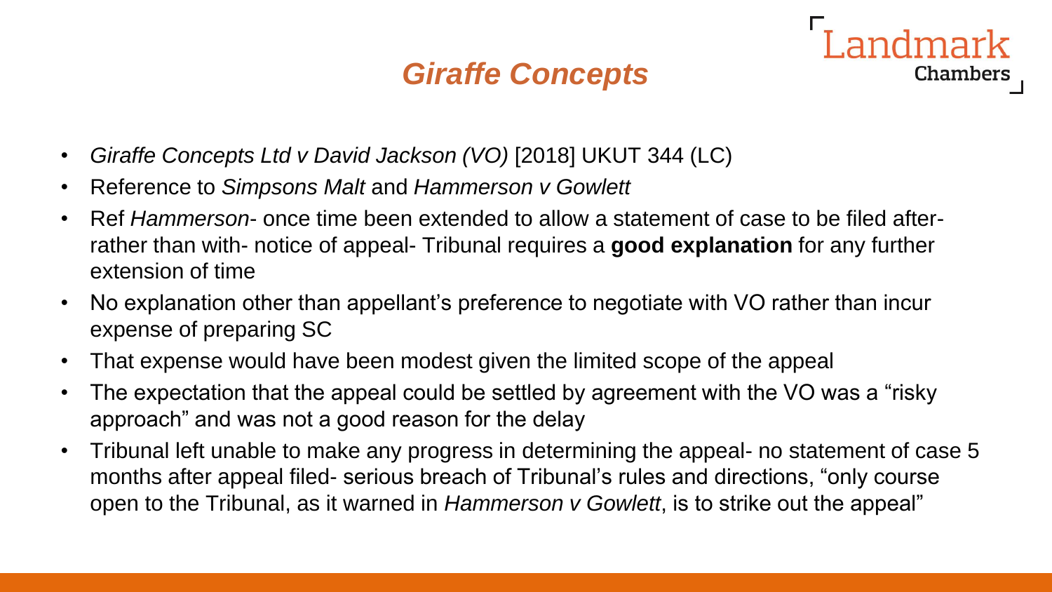# *Giraffe Concepts*

- *Giraffe Concepts Ltd v David Jackson (VO)* [2018] UKUT 344 (LC)
- Reference to *Simpsons Malt* and *Hammerson v Gowlett*
- Ref *Hammerson*- once time been extended to allow a statement of case to be filed after- rather than with- notice of appeal- Tribunal requires a **good explanation** for any further extension of time
- No explanation other than appellant's preference to negotiate with VO rather than incur expense of preparing SC
- That expense would have been modest given the limited scope of the appeal
- The expectation that the appeal could be settled by agreement with the VO was a "risky approach" and was not a good reason for the delay
- Tribunal left unable to make any progress in determining the appeal- no statement of case 5 months after appeal filed- serious breach of Tribunal's rules and directions, "only course open to the Tribunal, as it warned in *Hammerson v Gowlett*, is to strike out the appeal"